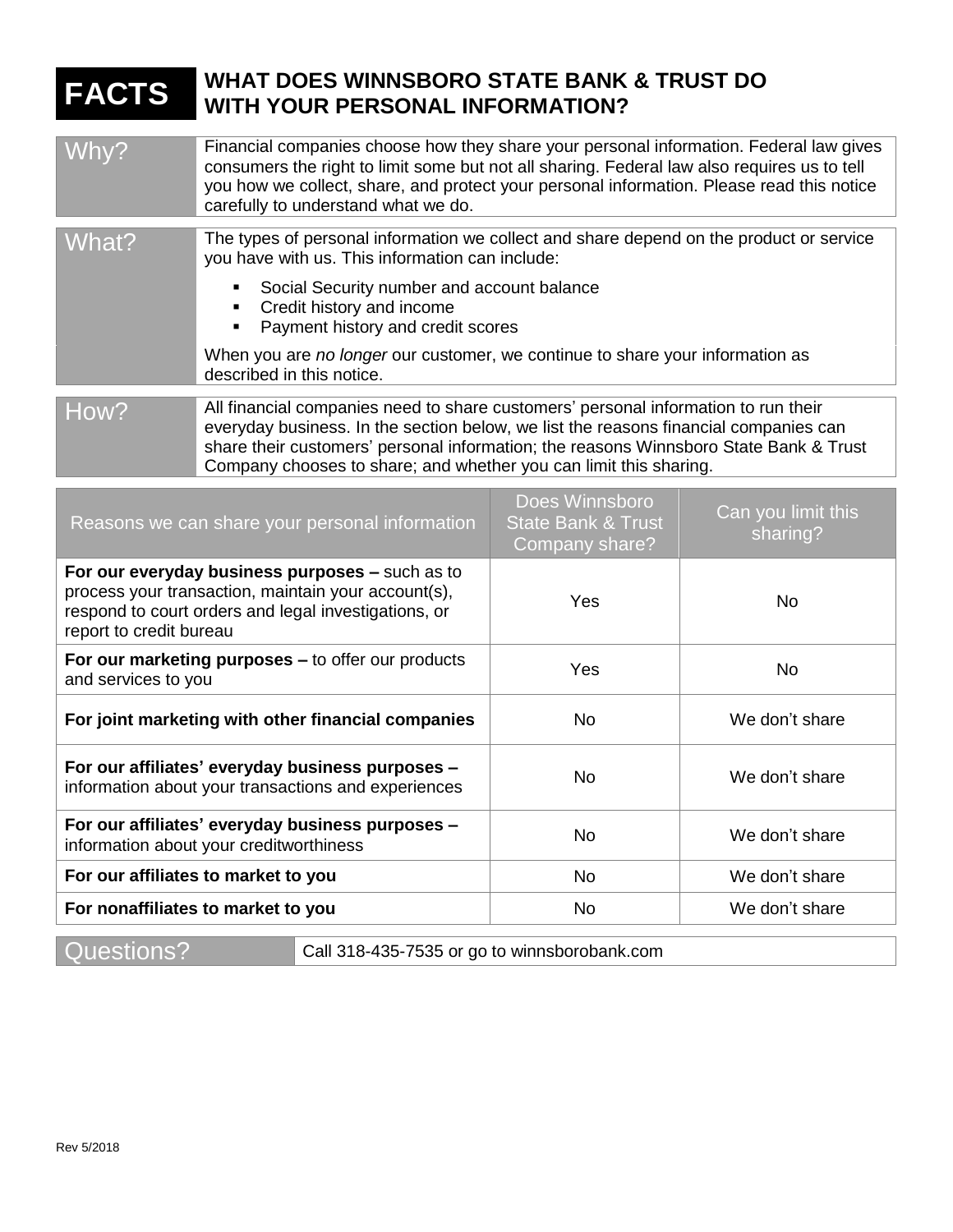# FACTS — WHAT DOES WINNSBORO STATE BANK & TRUST DO WITH YOUR PERSONAL INFORMATION?

| | |
|---|---|
| **Why?** | Financial companies choose how they share your personal information. Federal law gives consumers the right to limit some but not all sharing. Federal law also requires us to tell you how we collect, share, and protect your personal information. Please read this notice carefully to understand what we do. |
| **What?** | The types of personal information we collect and share depend on the product or service you have with us. This information can include: <br>▪ Social Security number and account balance <br>▪ Credit history and income <br>▪ Payment history and credit scores <br><br>When you are *no longer* our customer, we continue to share your information as described in this notice. |
| **How?** | All financial companies need to share customers' personal information to run their everyday business. In the section below, we list the reasons financial companies can share their customers' personal information; the reasons Winnsboro State Bank & Trust Company chooses to share; and whether you can limit this sharing. |

| Reasons we can share your personal information | Does Winnsboro State Bank & Trust Company share? | Can you limit this sharing? |
|---|---|---|
| **For our everyday business purposes –** such as to process your transaction, maintain your account(s), respond to court orders and legal investigations, or report to credit bureau | Yes | No |
| **For our marketing purposes –** to offer our products and services to you | Yes | No |
| **For joint marketing with other financial companies** | No | We don't share |
| **For our affiliates' everyday business purposes –** information about your transactions and experiences | No | We don't share |
| **For our affiliates' everyday business purposes –** information about your creditworthiness | No | We don't share |
| **For our affiliates to market to you** | No | We don't share |
| **For nonaffiliates to market to you** | No | We don't share |

| | |
|---|---|
| **Questions?** | Call 318-435-7535 or go to winnsborobank.com |

Rev 5/2018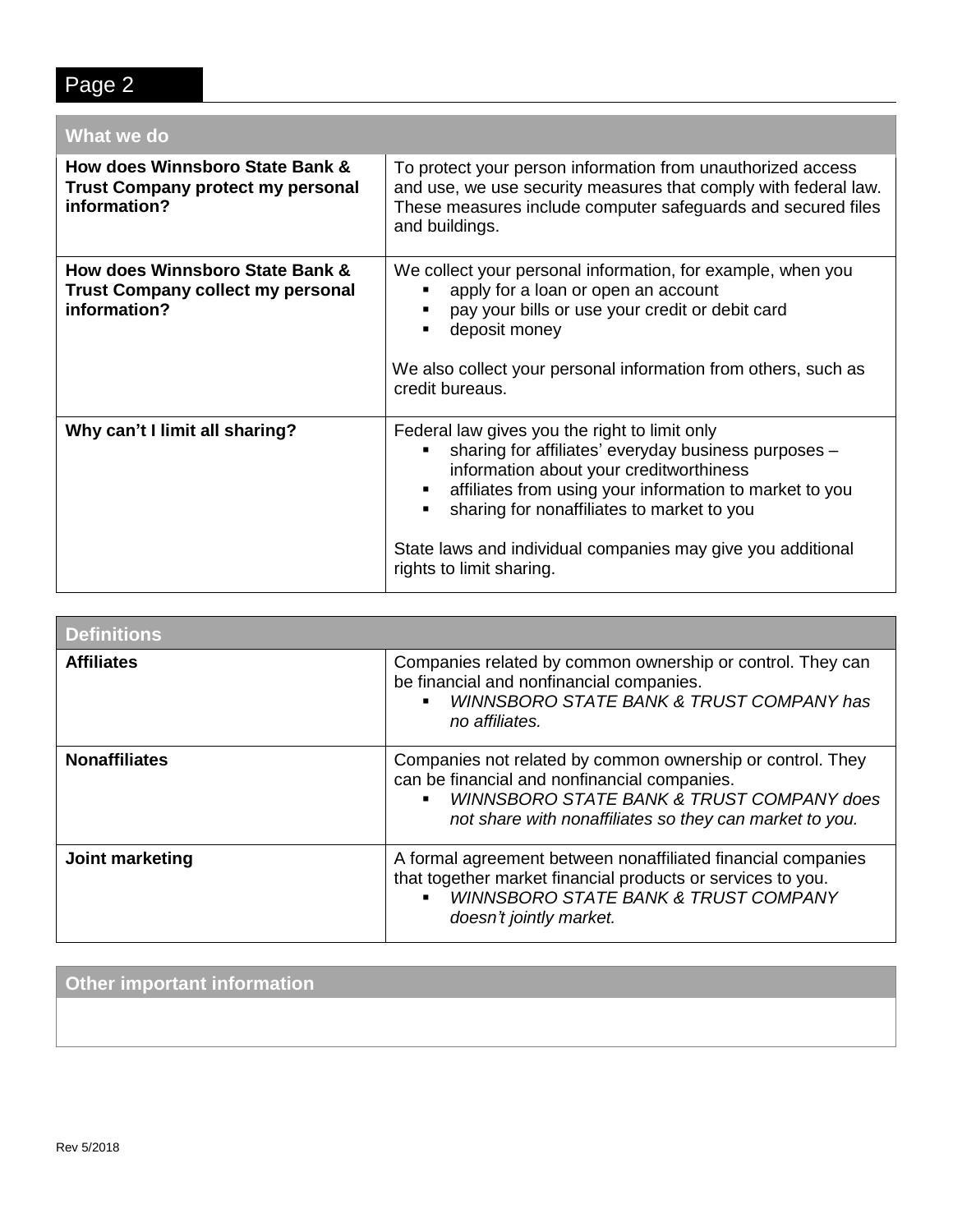| What we do | |
|---|---|
| **How does Winnsboro State Bank & Trust Company protect my personal information?** | To protect your person information from unauthorized access and use, we use security measures that comply with federal law. These measures include computer safeguards and secured files and buildings. |
| **How does Winnsboro State Bank & Trust Company collect my personal information?** | We collect your personal information, for example, when you<br>▪ apply for a loan or open an account<br>▪ pay your bills or use your credit or debit card<br>▪ deposit money<br><br>We also collect your personal information from others, such as credit bureaus. |
| **Why can't I limit all sharing?** | Federal law gives you the right to limit only<br>▪ sharing for affiliates' everyday business purposes – information about your creditworthiness<br>▪ affiliates from using your information to market to you<br>▪ sharing for nonaffiliates to market to you<br><br>State laws and individual companies may give you additional rights to limit sharing. |

| Definitions | |
|---|---|
| **Affiliates** | Companies related by common ownership or control. They can be financial and nonfinancial companies.<br>▪ *WINNSBORO STATE BANK & TRUST COMPANY has no affiliates.* |
| **Nonaffiliates** | Companies not related by common ownership or control. They can be financial and nonfinancial companies.<br>▪ *WINNSBORO STATE BANK & TRUST COMPANY does not share with nonaffiliates so they can market to you.* |
| **Joint marketing** | A formal agreement between nonaffiliated financial companies that together market financial products or services to you.<br>▪ *WINNSBORO STATE BANK & TRUST COMPANY doesn't jointly market.* |

| Other important information |
|---|
| |

Rev 5/2018